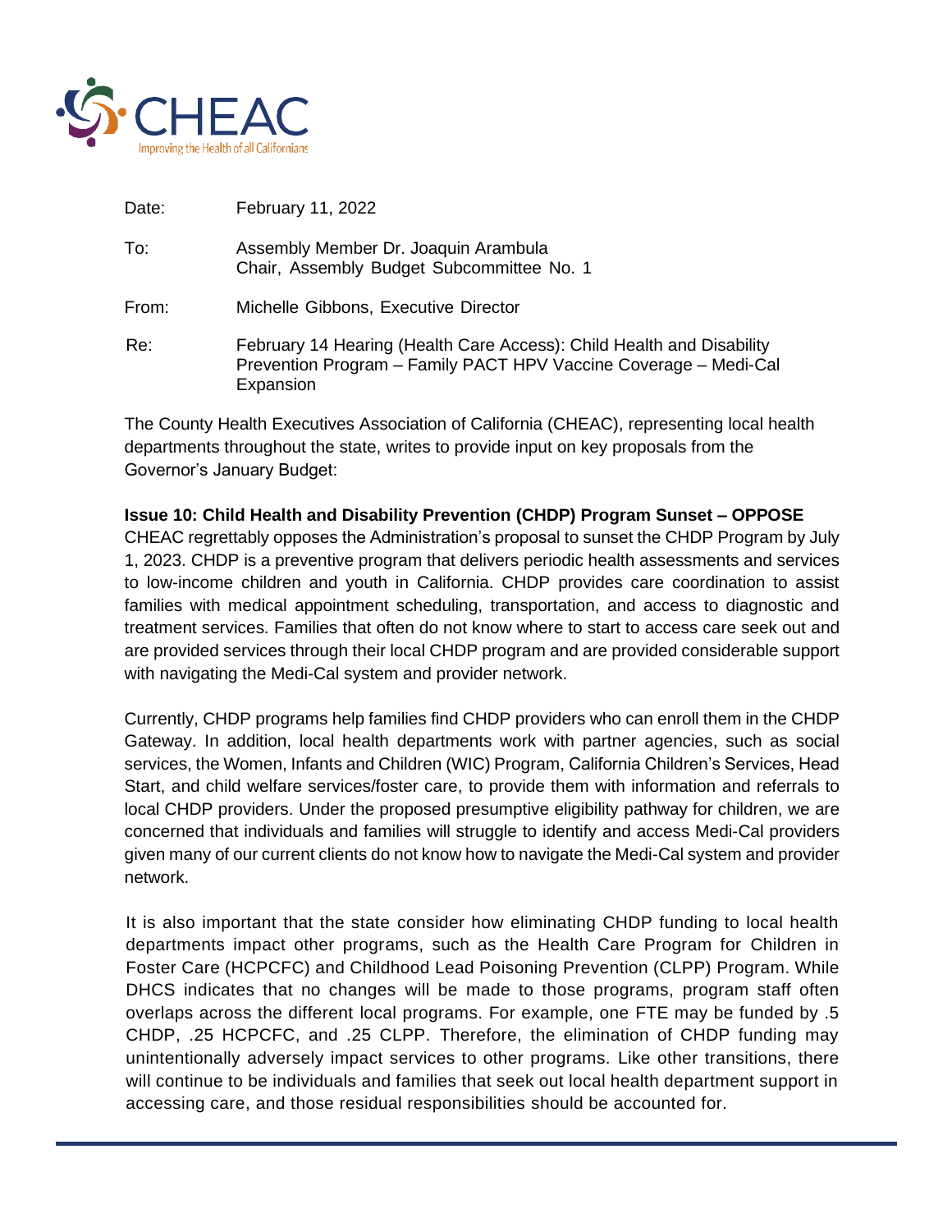CHEAC
Improving the Health of all Californians

| | |
|---|---|
| Date: | February 11, 2022 |
| To: | Assembly Member Dr. Joaquin Arambula<br>Chair, Assembly Budget Subcommittee No. 1 |
| From: | Michelle Gibbons, Executive Director |
| Re: | February 14 Hearing (Health Care Access): Child Health and Disability Prevention Program – Family PACT HPV Vaccine Coverage – Medi-Cal Expansion |

The County Health Executives Association of California (CHEAC), representing local health departments throughout the state, writes to provide input on key proposals from the Governor's January Budget:

**Issue 10: Child Health and Disability Prevention (CHDP) Program Sunset – OPPOSE**

CHEAC regrettably opposes the Administration's proposal to sunset the CHDP Program by July 1, 2023. CHDP is a preventive program that delivers periodic health assessments and services to low-income children and youth in California. CHDP provides care coordination to assist families with medical appointment scheduling, transportation, and access to diagnostic and treatment services. Families that often do not know where to start to access care seek out and are provided services through their local CHDP program and are provided considerable support with navigating the Medi-Cal system and provider network.

Currently, CHDP programs help families find CHDP providers who can enroll them in the CHDP Gateway. In addition, local health departments work with partner agencies, such as social services, the Women, Infants and Children (WIC) Program, California Children's Services, Head Start, and child welfare services/foster care, to provide them with information and referrals to local CHDP providers. Under the proposed presumptive eligibility pathway for children, we are concerned that individuals and families will struggle to identify and access Medi-Cal providers given many of our current clients do not know how to navigate the Medi-Cal system and provider network.

It is also important that the state consider how eliminating CHDP funding to local health departments impact other programs, such as the Health Care Program for Children in Foster Care (HCPCFC) and Childhood Lead Poisoning Prevention (CLPP) Program. While DHCS indicates that no changes will be made to those programs, program staff often overlaps across the different local programs. For example, one FTE may be funded by .5 CHDP, .25 HCPCFC, and .25 CLPP. Therefore, the elimination of CHDP funding may unintentionally adversely impact services to other programs. Like other transitions, there will continue to be individuals and families that seek out local health department support in accessing care, and those residual responsibilities should be accounted for.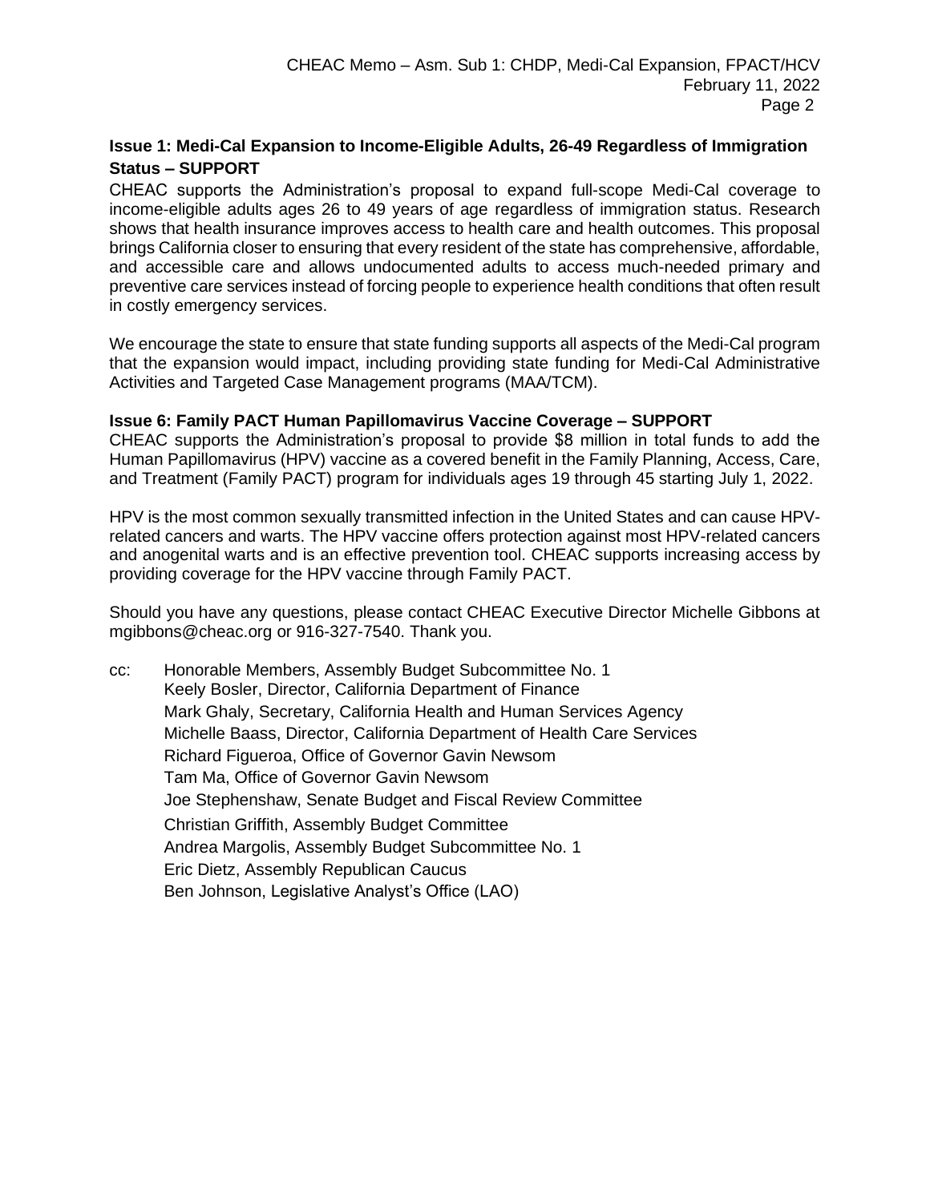**Issue 1: Medi-Cal Expansion to Income-Eligible Adults, 26-49 Regardless of Immigration Status – SUPPORT**

CHEAC supports the Administration's proposal to expand full-scope Medi-Cal coverage to income-eligible adults ages 26 to 49 years of age regardless of immigration status. Research shows that health insurance improves access to health care and health outcomes. This proposal brings California closer to ensuring that every resident of the state has comprehensive, affordable, and accessible care and allows undocumented adults to access much-needed primary and preventive care services instead of forcing people to experience health conditions that often result in costly emergency services.

We encourage the state to ensure that state funding supports all aspects of the Medi-Cal program that the expansion would impact, including providing state funding for Medi-Cal Administrative Activities and Targeted Case Management programs (MAA/TCM).

**Issue 6: Family PACT Human Papillomavirus Vaccine Coverage – SUPPORT**

CHEAC supports the Administration's proposal to provide $8 million in total funds to add the Human Papillomavirus (HPV) vaccine as a covered benefit in the Family Planning, Access, Care, and Treatment (Family PACT) program for individuals ages 19 through 45 starting July 1, 2022.

HPV is the most common sexually transmitted infection in the United States and can cause HPV-related cancers and warts. The HPV vaccine offers protection against most HPV-related cancers and anogenital warts and is an effective prevention tool. CHEAC supports increasing access by providing coverage for the HPV vaccine through Family PACT.

Should you have any questions, please contact CHEAC Executive Director Michelle Gibbons at mgibbons@cheac.org or 916-327-7540. Thank you.

cc: Honorable Members, Assembly Budget Subcommittee No. 1
Keely Bosler, Director, California Department of Finance
Mark Ghaly, Secretary, California Health and Human Services Agency
Michelle Baass, Director, California Department of Health Care Services
Richard Figueroa, Office of Governor Gavin Newsom
Tam Ma, Office of Governor Gavin Newsom
Joe Stephenshaw, Senate Budget and Fiscal Review Committee
Christian Griffith, Assembly Budget Committee
Andrea Margolis, Assembly Budget Subcommittee No. 1
Eric Dietz, Assembly Republican Caucus
Ben Johnson, Legislative Analyst's Office (LAO)